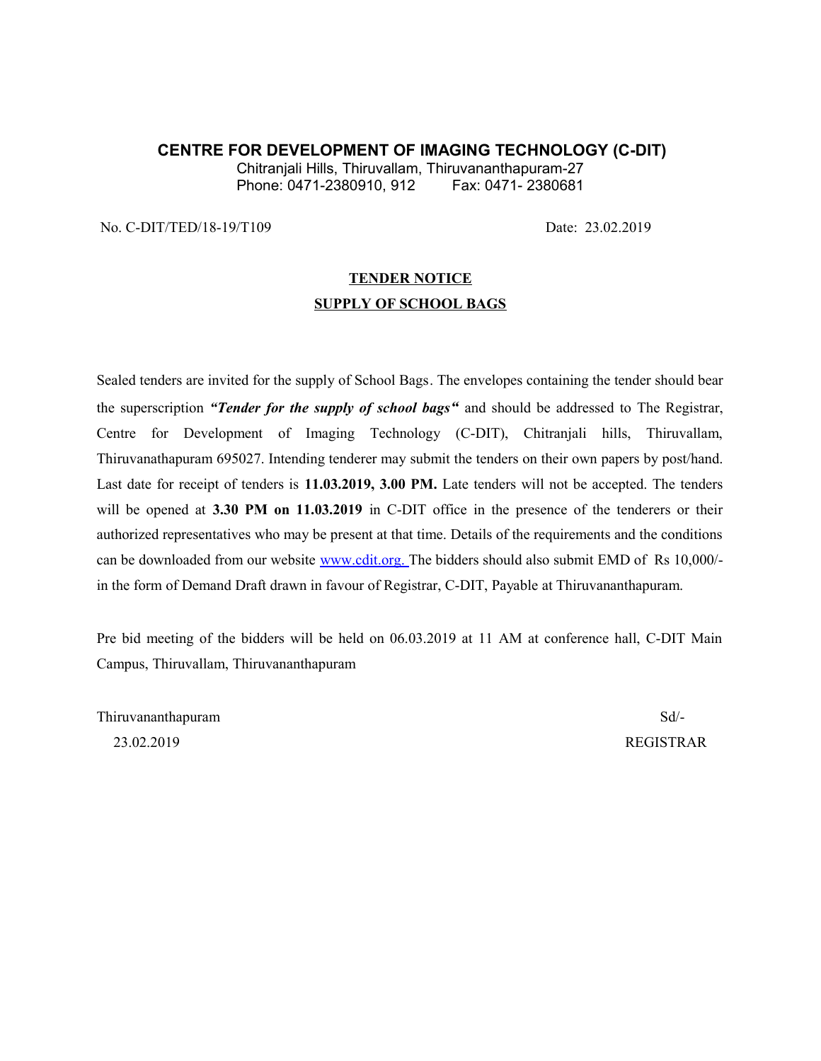# CENTRE FOR DEVELOPMENT OF IMAGING TECHNOLOGY (C-DIT)

Chitranjali Hills, Thiruvallam, Thiruvananthapuram-27
Phone: 0471-2380910, 912 Fax: 0471- 2380681

No. C-DIT/TED/18-19/T109 Date: 23.02.2019

## TENDER NOTICE

## SUPPLY OF SCHOOL BAGS

Sealed tenders are invited for the supply of School Bags. The envelopes containing the tender should bear the superscription ***"Tender for the supply of school bags"*** and should be addressed to The Registrar, Centre for Development of Imaging Technology (C-DIT), Chitranjali hills, Thiruvallam, Thiruvanathapuram 695027. Intending tenderer may submit the tenders on their own papers by post/hand. Last date for receipt of tenders is **11.03.2019, 3.00 PM.** Late tenders will not be accepted. The tenders will be opened at **3.30 PM on 11.03.2019** in C-DIT office in the presence of the tenderers or their authorized representatives who may be present at that time. Details of the requirements and the conditions can be downloaded from our website www.cdit.org. The bidders should also submit EMD of Rs 10,000/- in the form of Demand Draft drawn in favour of Registrar, C-DIT, Payable at Thiruvananthapuram.

Pre bid meeting of the bidders will be held on 06.03.2019 at 11 AM at conference hall, C-DIT Main Campus, Thiruvallam, Thiruvananthapuram

Thiruvananthapuram
23.02.2019

Sd/-
REGISTRAR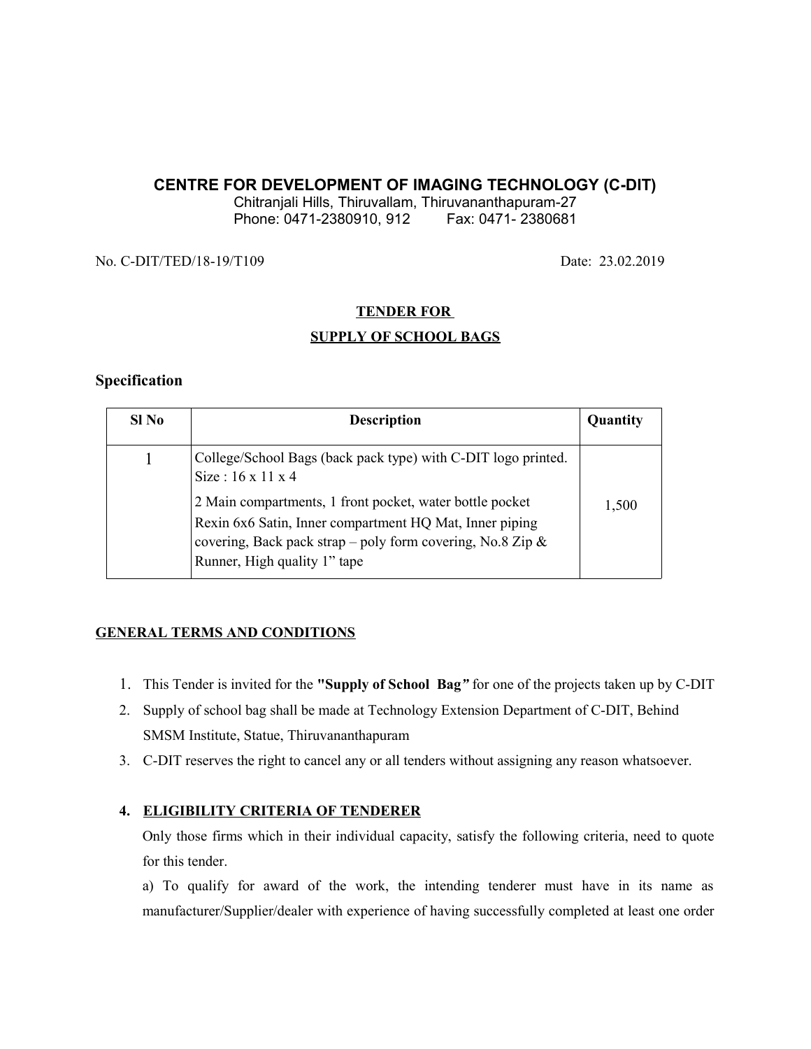# CENTRE FOR DEVELOPMENT OF IMAGING TECHNOLOGY (C-DIT)

Chitranjali Hills, Thiruvallam, Thiruvananthapuram-27
Phone: 0471-2380910, 912 Fax: 0471- 2380681

No. C-DIT/TED/18-19/T109 Date: 23.02.2019

## TENDER FOR SUPPLY OF SCHOOL BAGS

### Specification

| Sl No | Description | Quantity |
|---|---|---|
| 1 | College/School Bags (back pack type) with C-DIT logo printed. Size : 16 x 11 x 4<br><br>2 Main compartments, 1 front pocket, water bottle pocket Rexin 6x6 Satin, Inner compartment HQ Mat, Inner piping covering, Back pack strap – poly form covering, No.8 Zip & Runner, High quality 1" tape | 1,500 |

### GENERAL TERMS AND CONDITIONS

1. This Tender is invited for the **"Supply of School Bag*"*** for one of the projects taken up by C-DIT
2. Supply of school bag shall be made at Technology Extension Department of C-DIT, Behind SMSM Institute, Statue, Thiruvananthapuram
3. C-DIT reserves the right to cancel any or all tenders without assigning any reason whatsoever.

4. **ELIGIBILITY CRITERIA OF TENDERER**

   Only those firms which in their individual capacity, satisfy the following criteria, need to quote for this tender.

   a) To qualify for award of the work, the intending tenderer must have in its name as manufacturer/Supplier/dealer with experience of having successfully completed at least one order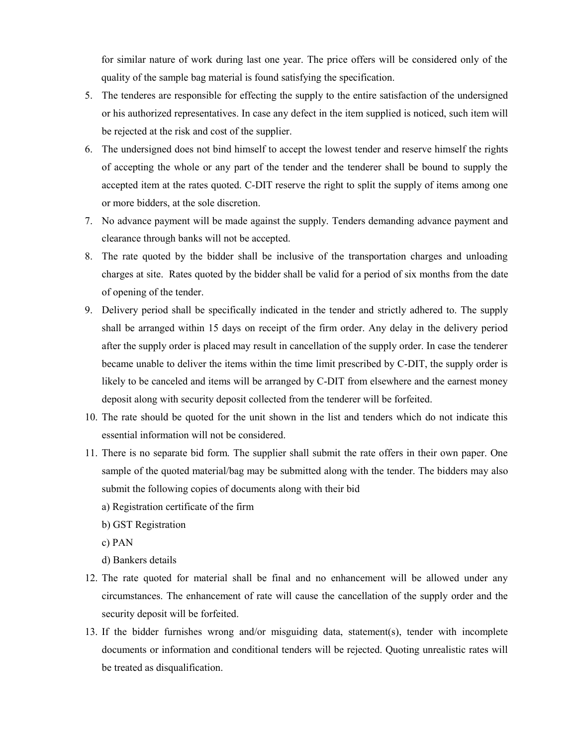for similar nature of work during last one year. The price offers will be considered only of the quality of the sample bag material is found satisfying the specification.

5. The tenderes are responsible for effecting the supply to the entire satisfaction of the undersigned or his authorized representatives. In case any defect in the item supplied is noticed, such item will be rejected at the risk and cost of the supplier.
6. The undersigned does not bind himself to accept the lowest tender and reserve himself the rights of accepting the whole or any part of the tender and the tenderer shall be bound to supply the accepted item at the rates quoted. C-DIT reserve the right to split the supply of items among one or more bidders, at the sole discretion.
7. No advance payment will be made against the supply. Tenders demanding advance payment and clearance through banks will not be accepted.
8. The rate quoted by the bidder shall be inclusive of the transportation charges and unloading charges at site. Rates quoted by the bidder shall be valid for a period of six months from the date of opening of the tender.
9. Delivery period shall be specifically indicated in the tender and strictly adhered to. The supply shall be arranged within 15 days on receipt of the firm order. Any delay in the delivery period after the supply order is placed may result in cancellation of the supply order. In case the tenderer became unable to deliver the items within the time limit prescribed by C-DIT, the supply order is likely to be canceled and items will be arranged by C-DIT from elsewhere and the earnest money deposit along with security deposit collected from the tenderer will be forfeited.
10. The rate should be quoted for the unit shown in the list and tenders which do not indicate this essential information will not be considered.
11. There is no separate bid form. The supplier shall submit the rate offers in their own paper. One sample of the quoted material/bag may be submitted along with the tender. The bidders may also submit the following copies of documents along with their bid

    a) Registration certificate of the firm

    b) GST Registration

    c) PAN

    d) Bankers details

12. The rate quoted for material shall be final and no enhancement will be allowed under any circumstances. The enhancement of rate will cause the cancellation of the supply order and the security deposit will be forfeited.
13. If the bidder furnishes wrong and/or misguiding data, statement(s), tender with incomplete documents or information and conditional tenders will be rejected. Quoting unrealistic rates will be treated as disqualification.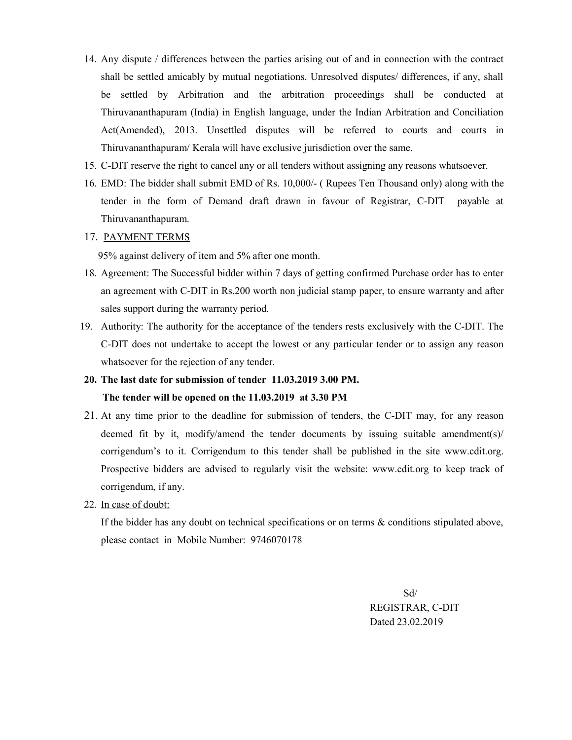14. Any dispute / differences between the parties arising out of and in connection with the contract shall be settled amicably by mutual negotiations. Unresolved disputes/ differences, if any, shall be settled by Arbitration and the arbitration proceedings shall be conducted at Thiruvananthapuram (India) in English language, under the Indian Arbitration and Conciliation Act(Amended), 2013. Unsettled disputes will be referred to courts and courts in Thiruvananthapuram/ Kerala will have exclusive jurisdiction over the same.
15. C-DIT reserve the right to cancel any or all tenders without assigning any reasons whatsoever.
16. EMD: The bidder shall submit EMD of Rs. 10,000/- ( Rupees Ten Thousand only) along with the tender in the form of Demand draft drawn in favour of Registrar, C-DIT payable at Thiruvananthapuram.
17. PAYMENT TERMS

    95% against delivery of item and 5% after one month.
18. Agreement: The Successful bidder within 7 days of getting confirmed Purchase order has to enter an agreement with C-DIT in Rs.200 worth non judicial stamp paper, to ensure warranty and after sales support during the warranty period.
19. Authority: The authority for the acceptance of the tenders rests exclusively with the C-DIT. The C-DIT does not undertake to accept the lowest or any particular tender or to assign any reason whatsoever for the rejection of any tender.
20. **The last date for submission of tender 11.03.2019 3.00 PM.**

    **The tender will be opened on the 11.03.2019 at 3.30 PM**
21. At any time prior to the deadline for submission of tenders, the C-DIT may, for any reason deemed fit by it, modify/amend the tender documents by issuing suitable amendment(s)/ corrigendum's to it. Corrigendum to this tender shall be published in the site www.cdit.org. Prospective bidders are advised to regularly visit the website: www.cdit.org to keep track of corrigendum, if any.
22. In case of doubt:

    If the bidder has any doubt on technical specifications or on terms & conditions stipulated above, please contact in Mobile Number: 9746070178

Sd/

REGISTRAR, C-DIT

Dated 23.02.2019